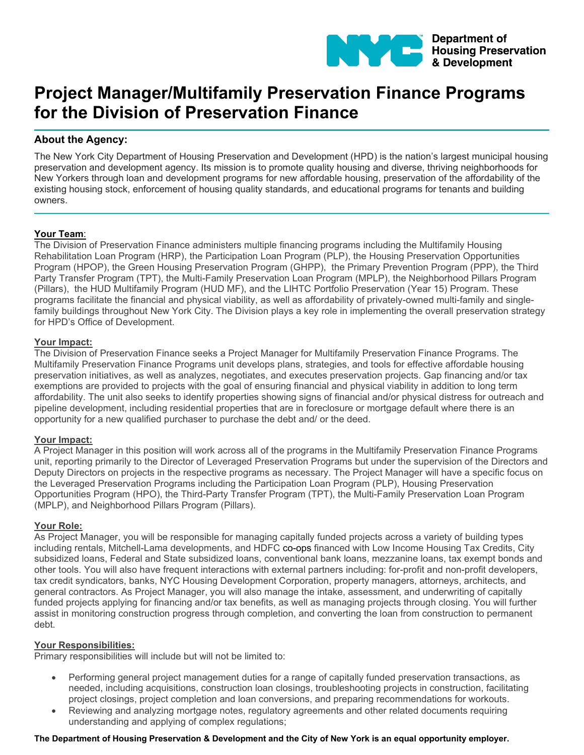NYC Department of Housing Preservation & Development

# Project Manager/Multifamily Preservation Finance Programs for the Division of Preservation Finance

## About the Agency:

The New York City Department of Housing Preservation and Development (HPD) is the nation's largest municipal housing preservation and development agency. Its mission is to promote quality housing and diverse, thriving neighborhoods for New Yorkers through loan and development programs for new affordable housing, preservation of the affordability of the existing housing stock, enforcement of housing quality standards, and educational programs for tenants and building owners.

**Your Team:**

The Division of Preservation Finance administers multiple financing programs including the Multifamily Housing Rehabilitation Loan Program (HRP), the Participation Loan Program (PLP), the Housing Preservation Opportunities Program (HPOP), the Green Housing Preservation Program (GHPP), the Primary Prevention Program (PPP), the Third Party Transfer Program (TPT), the Multi-Family Preservation Loan Program (MPLP), the Neighborhood Pillars Program (Pillars), the HUD Multifamily Program (HUD MF), and the LIHTC Portfolio Preservation (Year 15) Program. These programs facilitate the financial and physical viability, as well as affordability of privately-owned multi-family and single-family buildings throughout New York City. The Division plays a key role in implementing the overall preservation strategy for HPD's Office of Development.

**Your Impact:**

The Division of Preservation Finance seeks a Project Manager for Multifamily Preservation Finance Programs. The Multifamily Preservation Finance Programs unit develops plans, strategies, and tools for effective affordable housing preservation initiatives, as well as analyzes, negotiates, and executes preservation projects. Gap financing and/or tax exemptions are provided to projects with the goal of ensuring financial and physical viability in addition to long term affordability. The unit also seeks to identify properties showing signs of financial and/or physical distress for outreach and pipeline development, including residential properties that are in foreclosure or mortgage default where there is an opportunity for a new qualified purchaser to purchase the debt and/ or the deed.

**Your Impact:**

A Project Manager in this position will work across all of the programs in the Multifamily Preservation Finance Programs unit, reporting primarily to the Director of Leveraged Preservation Programs but under the supervision of the Directors and Deputy Directors on projects in the respective programs as necessary. The Project Manager will have a specific focus on the Leveraged Preservation Programs including the Participation Loan Program (PLP), Housing Preservation Opportunities Program (HPO), the Third-Party Transfer Program (TPT), the Multi-Family Preservation Loan Program (MPLP), and Neighborhood Pillars Program (Pillars).

**Your Role:**

As Project Manager, you will be responsible for managing capitally funded projects across a variety of building types including rentals, Mitchell-Lama developments, and HDFC co-ops financed with Low Income Housing Tax Credits, City subsidized loans, Federal and State subsidized loans, conventional bank loans, mezzanine loans, tax exempt bonds and other tools. You will also have frequent interactions with external partners including: for-profit and non-profit developers, tax credit syndicators, banks, NYC Housing Development Corporation, property managers, attorneys, architects, and general contractors. As Project Manager, you will also manage the intake, assessment, and underwriting of capitally funded projects applying for financing and/or tax benefits, as well as managing projects through closing. You will further assist in monitoring construction progress through completion, and converting the loan from construction to permanent debt.

**Your Responsibilities:**

Primary responsibilities will include but will not be limited to:

- Performing general project management duties for a range of capitally funded preservation transactions, as needed, including acquisitions, construction loan closings, troubleshooting projects in construction, facilitating project closings, project completion and loan conversions, and preparing recommendations for workouts.
- Reviewing and analyzing mortgage notes, regulatory agreements and other related documents requiring understanding and applying of complex regulations;

**The Department of Housing Preservation & Development and the City of New York is an equal opportunity employer.**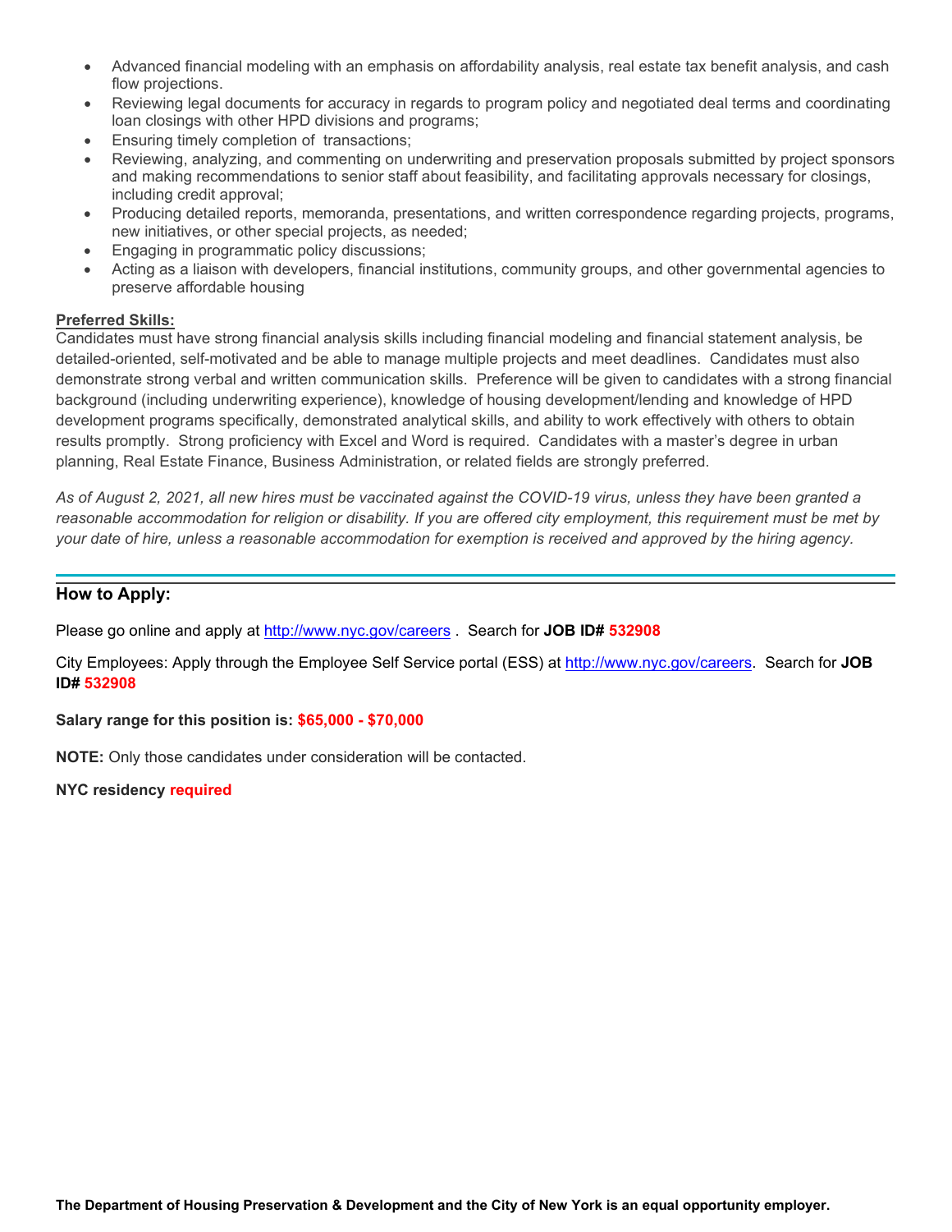- Advanced financial modeling with an emphasis on affordability analysis, real estate tax benefit analysis, and cash flow projections.
- Reviewing legal documents for accuracy in regards to program policy and negotiated deal terms and coordinating loan closings with other HPD divisions and programs;
- Ensuring timely completion of transactions;
- Reviewing, analyzing, and commenting on underwriting and preservation proposals submitted by project sponsors and making recommendations to senior staff about feasibility, and facilitating approvals necessary for closings, including credit approval;
- Producing detailed reports, memoranda, presentations, and written correspondence regarding projects, programs, new initiatives, or other special projects, as needed;
- Engaging in programmatic policy discussions;
- Acting as a liaison with developers, financial institutions, community groups, and other governmental agencies to preserve affordable housing

**Preferred Skills:**

Candidates must have strong financial analysis skills including financial modeling and financial statement analysis, be detailed-oriented, self-motivated and be able to manage multiple projects and meet deadlines. Candidates must also demonstrate strong verbal and written communication skills. Preference will be given to candidates with a strong financial background (including underwriting experience), knowledge of housing development/lending and knowledge of HPD development programs specifically, demonstrated analytical skills, and ability to work effectively with others to obtain results promptly. Strong proficiency with Excel and Word is required. Candidates with a master's degree in urban planning, Real Estate Finance, Business Administration, or related fields are strongly preferred.

*As of August 2, 2021, all new hires must be vaccinated against the COVID-19 virus, unless they have been granted a reasonable accommodation for religion or disability. If you are offered city employment, this requirement must be met by your date of hire, unless a reasonable accommodation for exemption is received and approved by the hiring agency.*

## How to Apply:

Please go online and apply at http://www.nyc.gov/careers . Search for **JOB ID# 532908**

City Employees: Apply through the Employee Self Service portal (ESS) at http://www.nyc.gov/careers. Search for **JOB ID# 532908**

**Salary range for this position is: $65,000 - $70,000**

**NOTE:** Only those candidates under consideration will be contacted.

**NYC residency required**

**The Department of Housing Preservation & Development and the City of New York is an equal opportunity employer.**